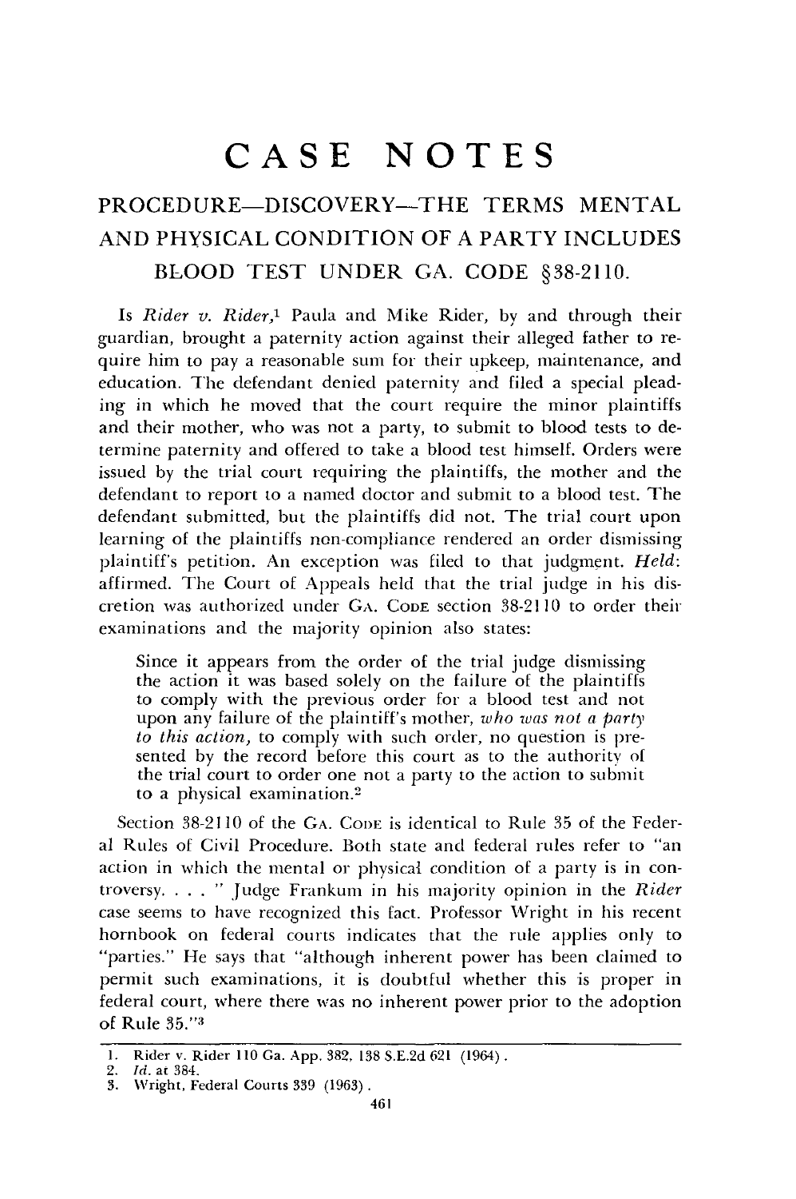# CASE NOTES

## PROCEDURE—DISCOVERY—THE TERMS MENTAL AND PHYSICAL CONDITION OF A PARTY INCLUDES BLOOD TEST UNDER GA. CODE §38-2110.

Is *Rider v. Rider*,[1] Paula and Mike Rider, by and through their guardian, brought a paternity action against their alleged father to require him to pay a reasonable sum for their upkeep, maintenance, and education. The defendant denied paternity and filed a special pleading in which he moved that the court require the minor plaintiffs and their mother, who was not a party, to submit to blood tests to determine paternity and offered to take a blood test himself. Orders were issued by the trial court requiring the plaintiffs, the mother and the defendant to report to a named doctor and submit to a blood test. The defendant submitted, but the plaintiffs did not. The trial court upon learning of the plaintiffs non-compliance rendered an order dismissing plaintiff's petition. An exception was filed to that judgment. *Held*: affirmed. The Court of Appeals held that the trial judge in his discretion was authorized under GA. CODE section 38-2110 to order their examinations and the majority opinion also states:

> Since it appears from the order of the trial judge dismissing the action it was based solely on the failure of the plaintiffs to comply with the previous order for a blood test and not upon any failure of the plaintiff's mother, *who was not a party to this action*, to comply with such order, no question is presented by the record before this court as to the authority of the trial court to order one not a party to the action to submit to a physical examination.[2]

Section 38-2110 of the GA. CODE is identical to Rule 35 of the Federal Rules of Civil Procedure. Both state and federal rules refer to "an action in which the mental or physical condition of a party is in controversy. . . . " Judge Frankum in his majority opinion in the *Rider* case seems to have recognized this fact. Professor Wright in his recent hornbook on federal courts indicates that the rule applies only to "parties." He says that "although inherent power has been claimed to permit such examinations, it is doubtful whether this is proper in federal court, where there was no inherent power prior to the adoption of Rule 35."[3]

---

1. Rider v. Rider 110 Ga. App. 382, 138 S.E.2d 621 (1964).
2. *Id.* at 384.
3. Wright, Federal Courts 339 (1963).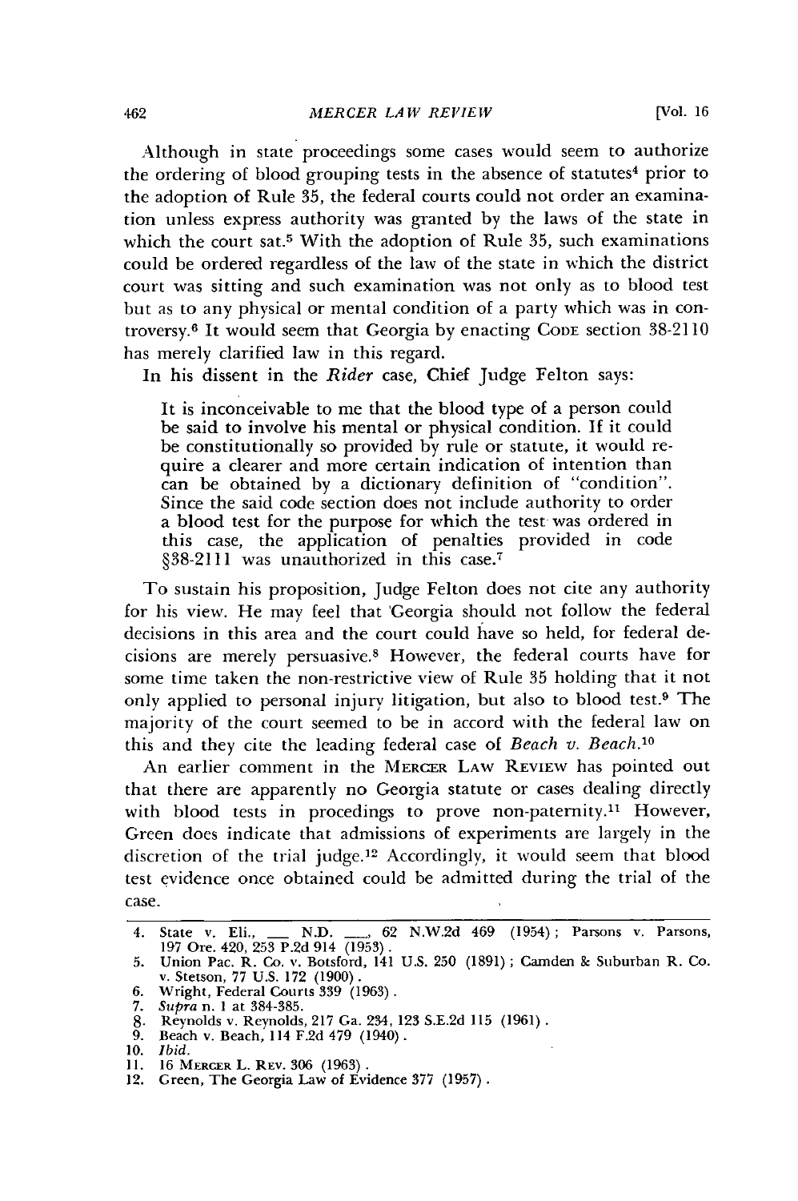Although in state proceedings some cases would seem to authorize the ordering of blood grouping tests in the absence of statutes[4] prior to the adoption of Rule 35, the federal courts could not order an examination unless express authority was granted by the laws of the state in which the court sat.[5] With the adoption of Rule 35, such examinations could be ordered regardless of the law of the state in which the district court was sitting and such examination was not only as to blood test but as to any physical or mental condition of a party which was in controversy.[6] It would seem that Georgia by enacting CODE section 38-2110 has merely clarified law in this regard.

In his dissent in the *Rider* case, Chief Judge Felton says:

> It is inconceivable to me that the blood type of a person could be said to involve his mental or physical condition. If it could be constitutionally so provided by rule or statute, it would require a clearer and more certain indication of intention than can be obtained by a dictionary definition of "condition". Since the said code section does not include authority to order a blood test for the purpose for which the test was ordered in this case, the application of penalties provided in code §38-2111 was unauthorized in this case.[7]

To sustain his proposition, Judge Felton does not cite any authority for his view. He may feel that Georgia should not follow the federal decisions in this area and the court could have so held, for federal decisions are merely persuasive.[8] However, the federal courts have for some time taken the non-restrictive view of Rule 35 holding that it not only applied to personal injury litigation, but also to blood test.[9] The majority of the court seemed to be in accord with the federal law on this and they cite the leading federal case of *Beach v. Beach*.[10]

An earlier comment in the MERCER LAW REVIEW has pointed out that there are apparently no Georgia statute or cases dealing directly with blood tests in proceedings to prove non-paternity.[11] However, Green does indicate that admissions of experiments are largely in the discretion of the trial judge.[12] Accordingly, it would seem that blood test evidence once obtained could be admitted during the trial of the case.

---

4. State v. Eli., ___ N.D. ___, 62 N.W.2d 469 (1954); Parsons v. Parsons, 197 Ore. 420, 253 P.2d 914 (1953).
5. Union Pac. R. Co. v. Botsford, 141 U.S. 250 (1891); Camden & Suburban R. Co. v. Stetson, 77 U.S. 172 (1900).
6. Wright, Federal Courts 339 (1963).
7. *Supra* n. 1 at 384-385.
8. Reynolds v. Reynolds, 217 Ga. 234, 123 S.E.2d 115 (1961).
9. Beach v. Beach, 114 F.2d 479 (1940).
10. *Ibid.*
11. 16 MERCER L. REV. 306 (1963).
12. Green, The Georgia Law of Evidence 377 (1957).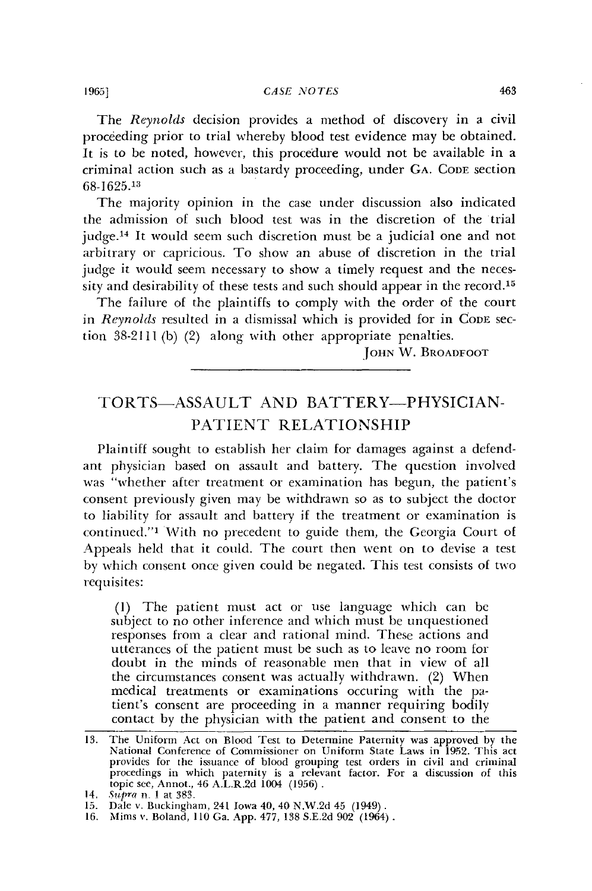The *Reynolds* decision provides a method of discovery in a civil proceeding prior to trial whereby blood test evidence may be obtained. It is to be noted, however, this procedure would not be available in a criminal action such as a bastardy proceeding, under GA. CODE section 68-1625.[13]

The majority opinion in the case under discussion also indicated the admission of such blood test was in the discretion of the trial judge.[14] It would seem such discretion must be a judicial one and not arbitrary or capricious. To show an abuse of discretion in the trial judge it would seem necessary to show a timely request and the necessity and desirability of these tests and such should appear in the record.[15]

The failure of the plaintiffs to comply with the order of the court in *Reynolds* resulted in a dismissal which is provided for in CODE section 38-2111 (b) (2) along with other appropriate penalties.

JOHN W. BROADFOOT

---

## TORTS—ASSAULT AND BATTERY—PHYSICIAN-PATIENT RELATIONSHIP

Plaintiff sought to establish her claim for damages against a defendant physician based on assault and battery. The question involved was "whether after treatment or examination has begun, the patient's consent previously given may be withdrawn so as to subject the doctor to liability for assault and battery if the treatment or examination is continued."[1] With no precedent to guide them, the Georgia Court of Appeals held that it could. The court then went on to devise a test by which consent once given could be negated. This test consists of two requisites:

> (1) The patient must act or use language which can be subject to no other inference and which must be unquestioned responses from a clear and rational mind. These actions and utterances of the patient must be such as to leave no room for doubt in the minds of reasonable men that in view of all the circumstances consent was actually withdrawn. (2) When medical treatments or examinations occuring with the patient's consent are proceeding in a manner requiring bodily contact by the physician with the patient and consent to the

---

13. The Uniform Act on Blood Test to Determine Paternity was approved by the National Conference of Commissioner on Uniform State Laws in 1952. This act provides for the issuance of blood grouping test orders in civil and criminal procedings in which paternity is a relevant factor. For a discussion of this topic see, Annot., 46 A.L.R.2d 1004 (1956).
14. *Supra* n. 1 at 383.
15. Dale v. Buckingham, 241 Iowa 40, 40 N.W.2d 45 (1949).
16. Mims v. Boland, 110 Ga. App. 477, 138 S.E.2d 902 (1964).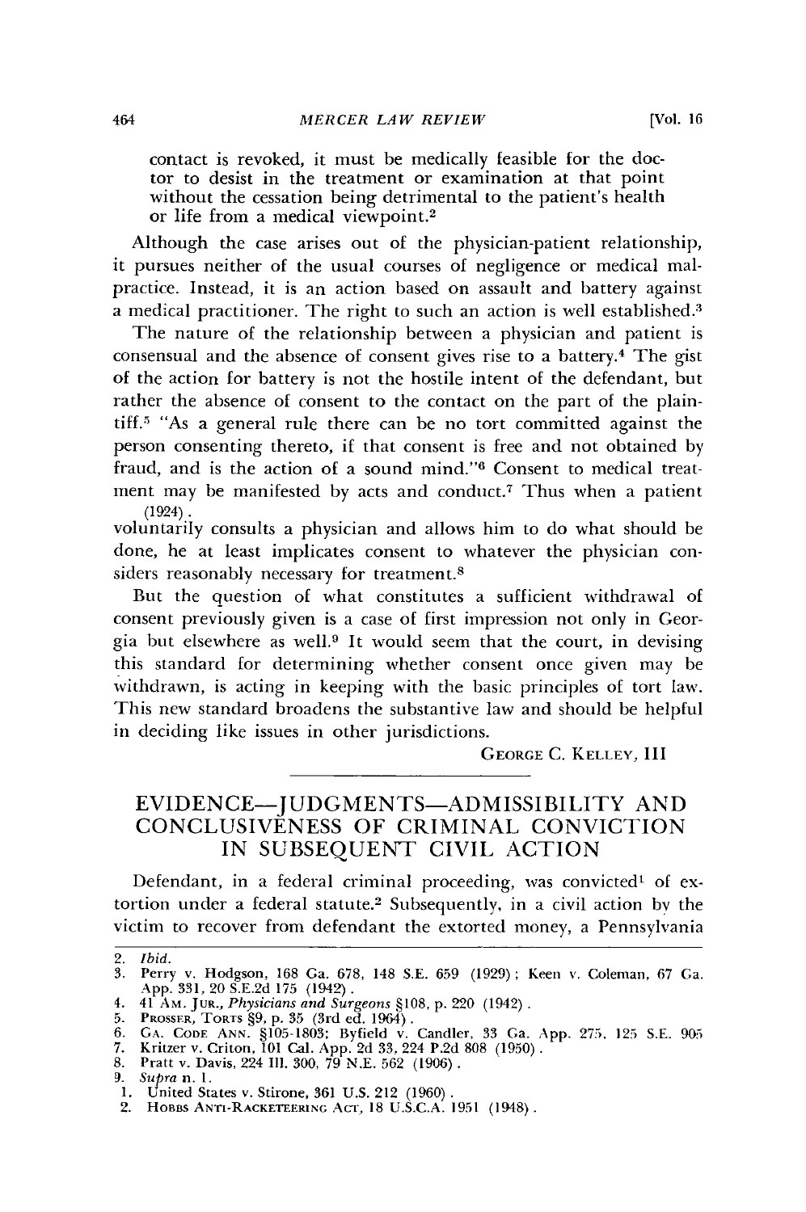contact is revoked, it must be medically feasible for the doctor to desist in the treatment or examination at that point without the cessation being detrimental to the patient's health or life from a medical viewpoint.[2]

Although the case arises out of the physician-patient relationship, it pursues neither of the usual courses of negligence or medical malpractice. Instead, it is an action based on assault and battery against a medical practitioner. The right to such an action is well established.[3]

The nature of the relationship between a physician and patient is consensual and the absence of consent gives rise to a battery.[4] The gist of the action for battery is not the hostile intent of the defendant, but rather the absence of consent to the contact on the part of the plaintiff.[5] "As a general rule there can be no tort committed against the person consenting thereto, if that consent is free and not obtained by fraud, and is the action of a sound mind."[6] Consent to medical treatment may be manifested by acts and conduct.[7] Thus when a patient (1924). voluntarily consults a physician and allows him to do what should be done, he at least implicates consent to whatever the physician considers reasonably necessary for treatment.[8]

But the question of what constitutes a sufficient withdrawal of consent previously given is a case of first impression not only in Georgia but elsewhere as well.[9] It would seem that the court, in devising this standard for determining whether consent once given may be withdrawn, is acting in keeping with the basic principles of tort law. This new standard broadens the substantive law and should be helpful in deciding like issues in other jurisdictions.

GEORGE C. KELLEY, III

---

## EVIDENCE—JUDGMENTS—ADMISSIBILITY AND CONCLUSIVENESS OF CRIMINAL CONVICTION IN SUBSEQUENT CIVIL ACTION

Defendant, in a federal criminal proceeding, was convicted[1] of extortion under a federal statute.[2] Subsequently, in a civil action by the victim to recover from defendant the extorted money, a Pennsylvania

---

2. *Ibid.*
3. Perry v. Hodgson, 168 Ga. 678, 148 S.E. 659 (1929); Keen v. Coleman, 67 Ga. App. 331, 20 S.E.2d 175 (1942).
4. 41 AM. JUR., *Physicians and Surgeons* §108, p. 220 (1942).
5. PROSSER, TORTS §9, p. 35 (3rd ed. 1964).
6. GA. CODE ANN. §105-1803; Byfield v. Candler, 33 Ga. App. 275, 125 S.E. 905
7. Kritzer v. Criton, 101 Cal. App. 2d 33, 224 P.2d 808 (1950).
8. Pratt v. Davis, 224 Ill. 300, 79 N.E. 562 (1906).
9. *Supra* n. 1.

1. United States v. Stirone, 361 U.S. 212 (1960).
2. HOBBS ANTI-RACKETEERING ACT, 18 U.S.C.A. 1951 (1948).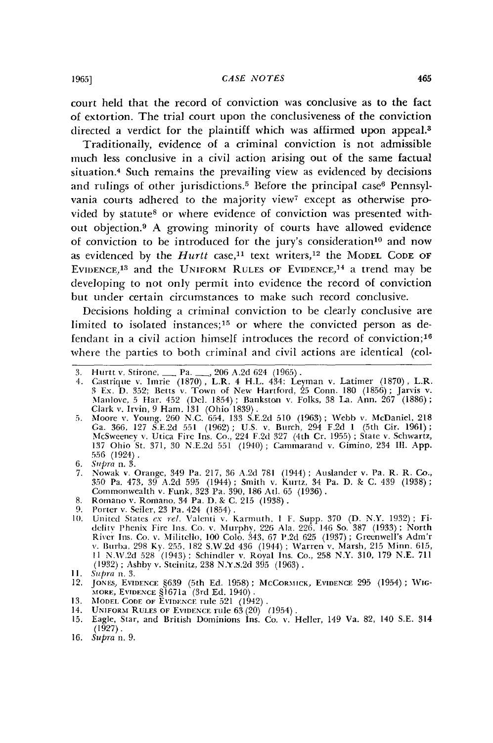court held that the record of conviction was conclusive as to the fact of extortion. The trial court upon the conclusiveness of the conviction directed a verdict for the plaintiff which was affirmed upon appeal.[3]

Traditionally, evidence of a criminal conviction is not admissible much less conclusive in a civil action arising out of the same factual situation.[4] Such remains the prevailing view as evidenced by decisions and rulings of other jurisdictions.[5] Before the principal case[6] Pennsylvania courts adhered to the majority view[7] except as otherwise provided by statute[8] or where evidence of conviction was presented without objection.[9] A growing minority of courts have allowed evidence of conviction to be introduced for the jury's consideration[10] and now as evidenced by the *Hurtt* case,[11] text writers,[12] the MODEL CODE OF EVIDENCE,[13] and the UNIFORM RULES OF EVIDENCE,[14] a trend may be developing to not only permit into evidence the record of conviction but under certain circumstances to make such record conclusive.

Decisions holding a criminal conviction to be clearly conclusive are limited to isolated instances;[15] or where the convicted person as defendant in a civil action himself introduces the record of conviction;[16] where the parties to both criminal and civil actions are identical (col-

---

3. Hurtt v. Stirone, ___ Pa. ___, 206 A.2d 624 (1965).
4. Castrique v. Imrie (1870), L.R. 4 H.L. 434; Leyman v. Latimer (1870), L.R. 3 Ex. D. 352; Betts v. Town of New Hartford, 25 Conn. 180 (1856); Jarvis v. Manlove, 5 Har. 452 (Del. 1854); Bankston v. Folks, 38 La. Ann. 267 (1886); Clark v. Irvin, 9 Ham. 131 (Ohio 1839).
5. Moore v. Young, 260 N.C. 654, 133 S.E.2d 510 (1963); Webb v. McDaniel, 218 Ga. 366, 127 S.E.2d 551 (1962); U.S. v. Burch, 294 F.2d 1 (5th Cir. 1961); McSweeney v. Utica Fire Ins. Co., 224 F.2d 327 (4th Cr. 1955); State v. Schwartz, 137 Ohio St. 371, 30 N.E.2d 551 (1940); Cammarand v. Gimino, 234 Ill. App. 556 (1924).
6. *Supra* n. 3.
7. Nowak v. Orange, 349 Pa. 217, 36 A.2d 781 (1944); Auslander v. Pa. R. R. Co., 350 Pa. 473, 39 A.2d 595 (1944); Smith v. Kurtz, 34 Pa. D. & C. 439 (1938); Commonwealth v. Funk, 323 Pa. 390, 186 Atl. 65 (1936).
8. Romano v. Romano, 34 Pa. D. & C. 215 (1938).
9. Porter v. Seiler, 23 Pa. 424 (1854).
10. United States *ex rel.* Valenti v. Karmuth, 1 F. Supp. 370 (D. N.Y. 1932); Fidelity Phenix Fire Ins. Co. v. Murphy, 226 Ala. 226, 146 So. 387 (1933); North River Ins. Co. v. Militello, 100 Colo. 343, 67 P.2d 625 (1937); Greenwell's Adm'r v. Burba, 298 Ky. 255, 182 S.W.2d 436 (1944); Warren v. Marsh, 215 Minn. 615, 11 N.W.2d 528 (1943); Schindler v. Royal Ins. Co., 258 N.Y. 310, 179 N.E. 711 (1932); Ashby v. Steinitz, 238 N.Y.S.2d 395 (1963).
11. *Supra* n. 3.
12. JONES, EVIDENCE §639 (5th Ed. 1958); MCCORMICK, EVIDENCE 295 (1954); WIGMORE, EVIDENCE §1671a (3rd Ed. 1940).
13. MODEL CODE OF EVIDENCE rule 521 (1942).
14. UNIFORM RULES OF EVIDENCE rule 63 (20) (1954).
15. Eagle, Star, and British Dominions Ins. Co. v. Heller, 149 Va. 82, 140 S.E. 314 (1927).
16. *Supra* n. 9.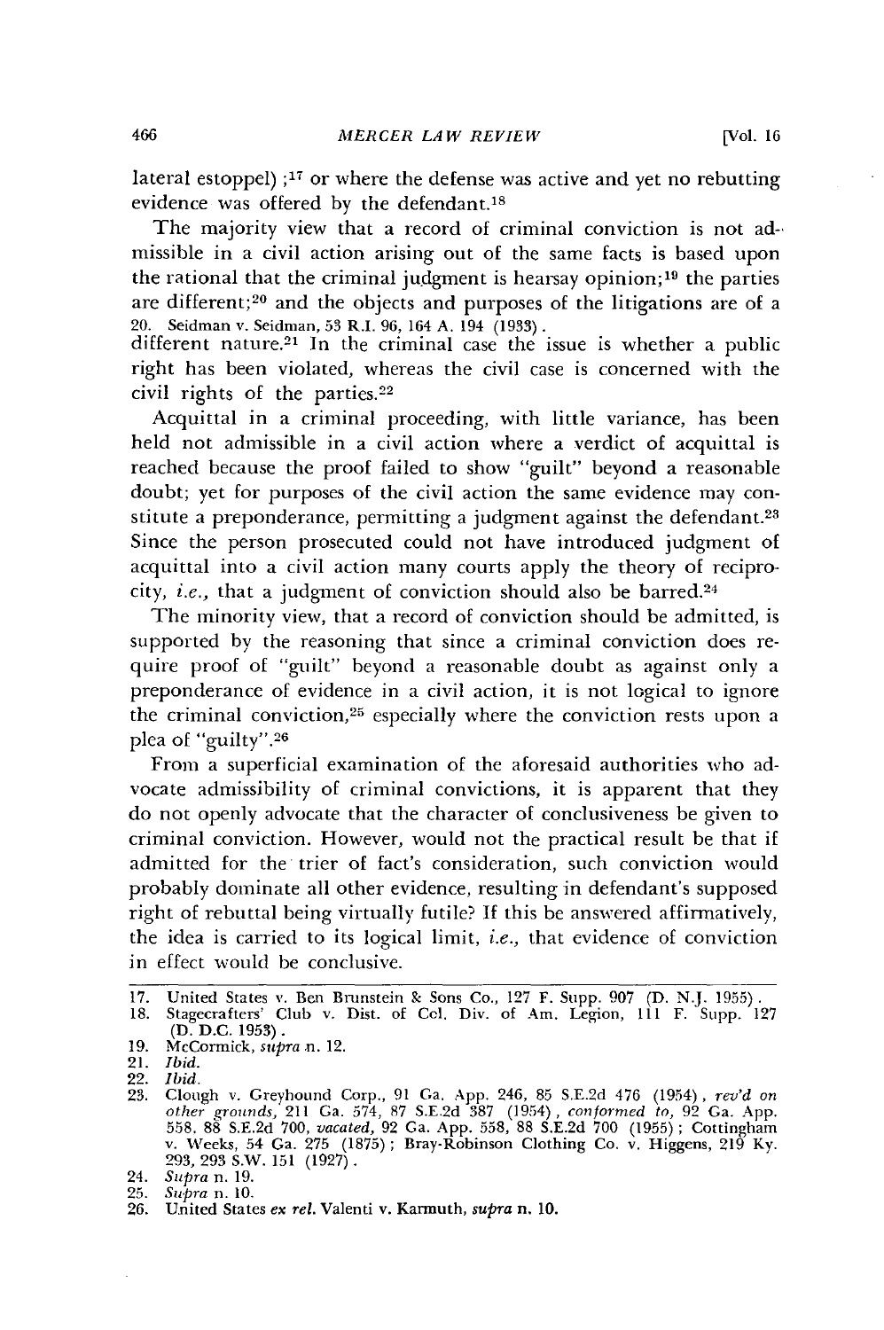lateral estoppel);[17] or where the defense was active and yet no rebutting evidence was offered by the defendant.[18]

The majority view that a record of criminal conviction is not admissible in a civil action arising out of the same facts is based upon the rational that the criminal judgment is hearsay opinion;[19] the parties are different;[20] and the objects and purposes of the litigations are of a different nature.[21] In the criminal case the issue is whether a public right has been violated, whereas the civil case is concerned with the civil rights of the parties.[22]

Acquittal in a criminal proceeding, with little variance, has been held not admissible in a civil action where a verdict of acquittal is reached because the proof failed to show "guilt" beyond a reasonable doubt; yet for purposes of the civil action the same evidence may constitute a preponderance, permitting a judgment against the defendant.[23] Since the person prosecuted could not have introduced judgment of acquittal into a civil action many courts apply the theory of reciprocity, *i.e.*, that a judgment of conviction should also be barred.[24]

The minority view, that a record of conviction should be admitted, is supported by the reasoning that since a criminal conviction does require proof of "guilt" beyond a reasonable doubt as against only a preponderance of evidence in a civil action, it is not logical to ignore the criminal conviction,[25] especially where the conviction rests upon a plea of "guilty".[26]

From a superficial examination of the aforesaid authorities who advocate admissibility of criminal convictions, it is apparent that they do not openly advocate that the character of conclusiveness be given to criminal conviction. However, would not the practical result be that if admitted for the trier of fact's consideration, such conviction would probably dominate all other evidence, resulting in defendant's supposed right of rebuttal being virtually futile? If this be answered affirmatively, the idea is carried to its logical limit, *i.e.*, that evidence of conviction in effect would be conclusive.

---

17. United States v. Ben Brunstein & Sons Co., 127 F. Supp. 907 (D. N.J. 1955).
18. Stagecrafters' Club v. Dist. of Col. Div. of Am. Legion, 111 F. Supp. 127 (D. D.C. 1953).
19. McCormick, *supra* n. 12.
20. Seidman v. Seidman, 53 R.I. 96, 164 A. 194 (1933).
21. *Ibid.*
22. *Ibid.*
23. Clough v. Greyhound Corp., 91 Ga. App. 246, 85 S.E.2d 476 (1954), *rev'd on other grounds*, 211 Ga. 574, 87 S.E.2d 387 (1954), *conformed to*, 92 Ga. App. 558, 88 S.E.2d 700, *vacated*, 92 Ga. App. 558, 88 S.E.2d 700 (1955); Cottingham v. Weeks, 54 Ga. 275 (1875); Bray-Robinson Clothing Co. v. Higgens, 219 Ky. 293, 293 S.W. 151 (1927).
24. *Supra* n. 19.
25. *Supra* n. 10.
26. United States *ex rel.* Valenti v. Karmuth, *supra* n. 10.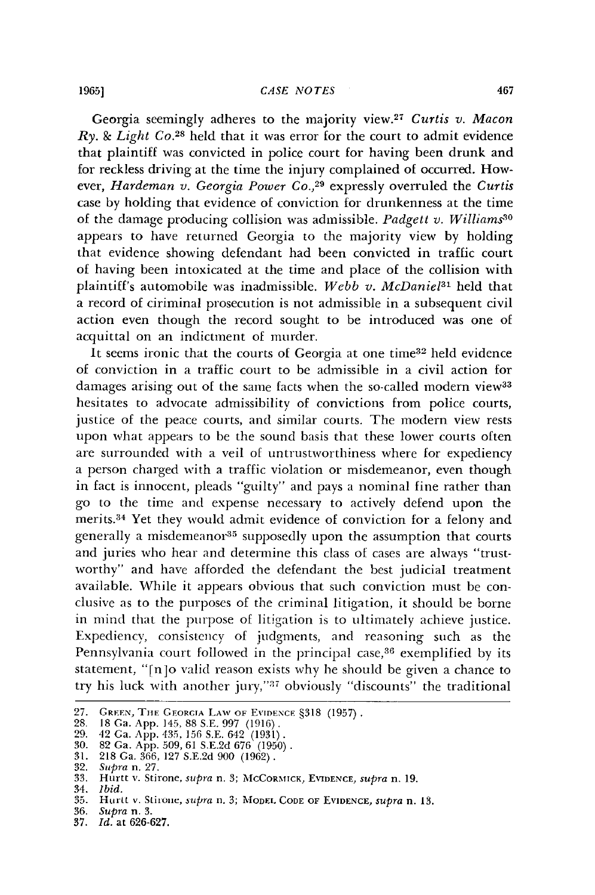Georgia seemingly adheres to the majority view.[27] *Curtis v. Macon Ry. & Light Co.*[28] held that it was error for the court to admit evidence that plaintiff was convicted in police court for having been drunk and for reckless driving at the time the injury complained of occurred. However, *Hardeman v. Georgia Power Co.*,[29] expressly overruled the *Curtis* case by holding that evidence of conviction for drunkenness at the time of the damage producing collision was admissible. *Padgett v. Williams*[30] appears to have returned Georgia to the majority view by holding that evidence showing defendant had been convicted in traffic court of having been intoxicated at the time and place of the collision with plaintiff's automobile was inadmissible. *Webb v. McDaniel*[31] held that a record of ciriminal prosecution is not admissible in a subsequent civil action even though the record sought to be introduced was one of acquittal on an indictment of murder.

It seems ironic that the courts of Georgia at one time[32] held evidence of conviction in a traffic court to be admissible in a civil action for damages arising out of the same facts when the so-called modern view[33] hesitates to advocate admissibility of convictions from police courts, justice of the peace courts, and similar courts. The modern view rests upon what appears to be the sound basis that these lower courts often are surrounded with a veil of untrustworthiness where for expediency a person charged with a traffic violation or misdemeanor, even though in fact is innocent, pleads "guilty" and pays a nominal fine rather than go to the time and expense necessary to actively defend upon the merits.[34] Yet they would admit evidence of conviction for a felony and generally a misdemeanor[35] supposedly upon the assumption that courts and juries who hear and determine this class of cases are always "trustworthy" and have afforded the defendant the best judicial treatment available. While it appears obvious that such conviction must be conclusive as to the purposes of the criminal litigation, it should be borne in mind that the purpose of litigation is to ultimately achieve justice. Expediency, consistency of judgments, and reasoning such as the Pennsylvania court followed in the principal case,[36] exemplified by its statement, "[n]o valid reason exists why he should be given a chance to try his luck with another jury,"[37] obviously "discounts" the traditional

---

27. GREEN, THE GEORGIA LAW OF EVIDENCE §318 (1957).
28. 18 Ga. App. 145, 88 S.E. 997 (1916).
29. 42 Ga. App. 435, 156 S.E. 642 (1931).
30. 82 Ga. App. 509, 61 S.E.2d 676 (1950).
31. 218 Ga. 366, 127 S.E.2d 900 (1962).
32. *Supra* n. 27.
33. Hurtt v. Stirone, *supra* n. 3; MCCORMICK, EVIDENCE, *supra* n. 19.
34. *Ibid.*
35. Hurtt v. Stirone, *supra* n. 3; MODEL CODE OF EVIDENCE, *supra* n. 13.
36. *Supra* n. 3.
37. *Id.* at 626-627.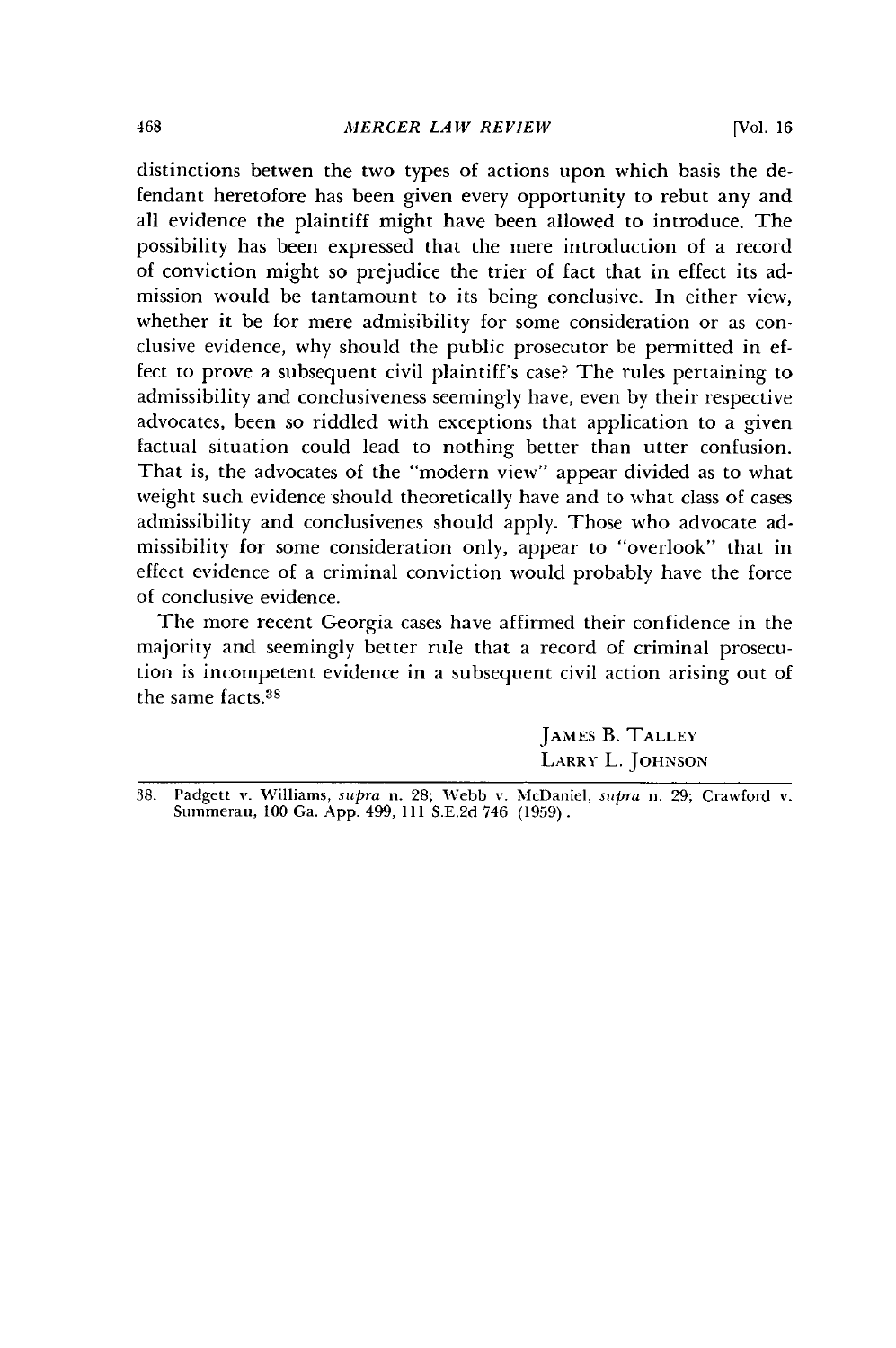distinctions betwen the two types of actions upon which basis the defendant heretofore has been given every opportunity to rebut any and all evidence the plaintiff might have been allowed to introduce. The possibility has been expressed that the mere introduction of a record of conviction might so prejudice the trier of fact that in effect its admission would be tantamount to its being conclusive. In either view, whether it be for mere admisibility for some consideration or as conclusive evidence, why should the public prosecutor be permitted in effect to prove a subsequent civil plaintiff's case? The rules pertaining to admissibility and conclusiveness seemingly have, even by their respective advocates, been so riddled with exceptions that application to a given factual situation could lead to nothing better than utter confusion. That is, the advocates of the "modern view" appear divided as to what weight such evidence should theoretically have and to what class of cases admissibility and conclusivenes should apply. Those who advocate admissibility for some consideration only, appear to "overlook" that in effect evidence of a criminal conviction would probably have the force of conclusive evidence.

The more recent Georgia cases have affirmed their confidence in the majority and seemingly better rule that a record of criminal prosecution is incompetent evidence in a subsequent civil action arising out of the same facts.[38]

JAMES B. TALLEY
LARRY L. JOHNSON

38. Padgett v. Williams, *supra* n. 28; Webb v. McDaniel, *supra* n. 29; Crawford v. Summerau, 100 Ga. App. 499, 111 S.E.2d 746 (1959).